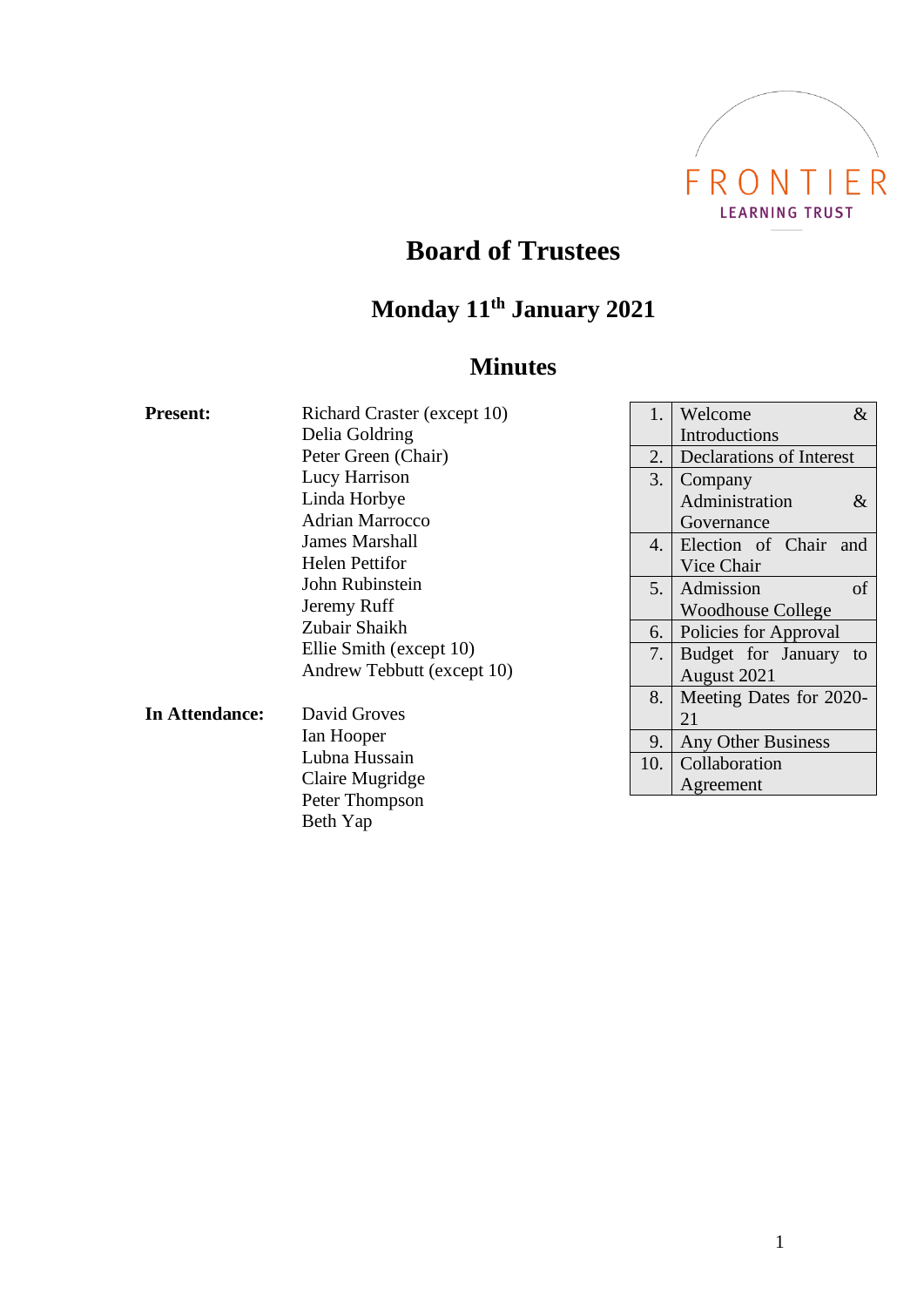FRONTIER
LEARNING TRUST

# Board of Trustees

## Monday 11th January 2021

## Minutes

**Present:**

Richard Craster (except 10)
Delia Goldring
Peter Green (Chair)
Lucy Harrison
Linda Horbye
Adrian Marrocco
James Marshall
Helen Pettifor
John Rubinstein
Jeremy Ruff
Zubair Shaikh
Ellie Smith (except 10)
Andrew Tebbutt (except 10)

**In Attendance:**

David Groves
Ian Hooper
Lubna Hussain
Claire Mugridge
Peter Thompson
Beth Yap

| | |
|---|---|
| 1. | Welcome & Introductions |
| 2. | Declarations of Interest |
| 3. | Company Administration & Governance |
| 4. | Election of Chair and Vice Chair |
| 5. | Admission of Woodhouse College |
| 6. | Policies for Approval |
| 7. | Budget for January to August 2021 |
| 8. | Meeting Dates for 2020-21 |
| 9. | Any Other Business |
| 10. | Collaboration Agreement |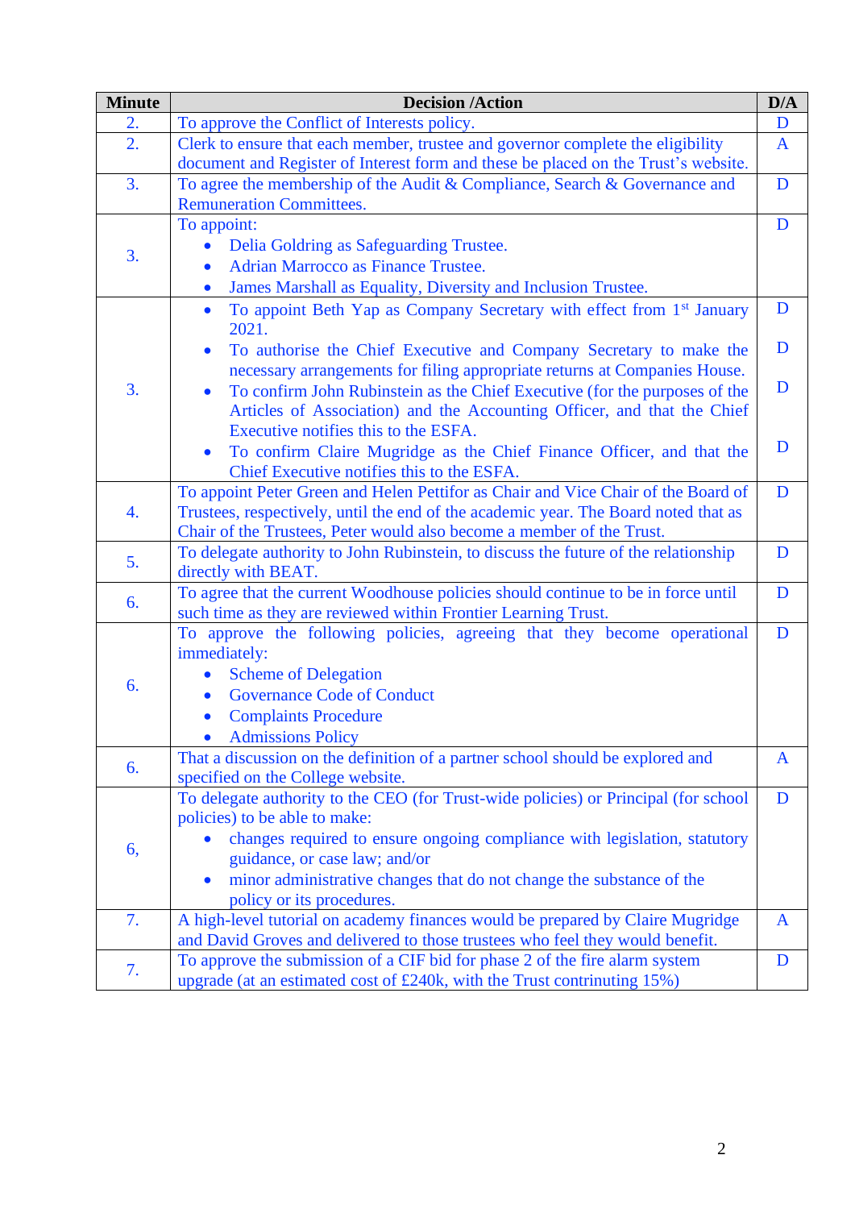| Minute | Decision /Action | D/A |
|---|---|---|
| 2. | To approve the Conflict of Interests policy. | D |
| 2. | Clerk to ensure that each member, trustee and governor complete the eligibility document and Register of Interest form and these be placed on the Trust's website. | A |
| 3. | To agree the membership of the Audit & Compliance, Search & Governance and Remuneration Committees. | D |
| 3. | To appoint:<br>• Delia Goldring as Safeguarding Trustee.<br>• Adrian Marrocco as Finance Trustee.<br>• James Marshall as Equality, Diversity and Inclusion Trustee. | D |
| 3. | • To appoint Beth Yap as Company Secretary with effect from 1st January 2021.<br>• To authorise the Chief Executive and Company Secretary to make the necessary arrangements for filing appropriate returns at Companies House.<br>• To confirm John Rubinstein as the Chief Executive (for the purposes of the Articles of Association) and the Accounting Officer, and that the Chief Executive notifies this to the ESFA.<br>• To confirm Claire Mugridge as the Chief Finance Officer, and that the Chief Executive notifies this to the ESFA. | D<br>D<br>D<br>D |
| 4. | To appoint Peter Green and Helen Pettifor as Chair and Vice Chair of the Board of Trustees, respectively, until the end of the academic year. The Board noted that as Chair of the Trustees, Peter would also become a member of the Trust. | D |
| 5. | To delegate authority to John Rubinstein, to discuss the future of the relationship directly with BEAT. | D |
| 6. | To agree that the current Woodhouse policies should continue to be in force until such time as they are reviewed within Frontier Learning Trust. | D |
| 6. | To approve the following policies, agreeing that they become operational immediately:<br>• Scheme of Delegation<br>• Governance Code of Conduct<br>• Complaints Procedure<br>• Admissions Policy | D |
| 6. | That a discussion on the definition of a partner school should be explored and specified on the College website. | A |
| 6, | To delegate authority to the CEO (for Trust-wide policies) or Principal (for school policies) to be able to make:<br>• changes required to ensure ongoing compliance with legislation, statutory guidance, or case law; and/or<br>• minor administrative changes that do not change the substance of the policy or its procedures. | D |
| 7. | A high-level tutorial on academy finances would be prepared by Claire Mugridge and David Groves and delivered to those trustees who feel they would benefit. | A |
| 7. | To approve the submission of a CIF bid for phase 2 of the fire alarm system upgrade (at an estimated cost of £240k, with the Trust contrinuting 15%) | D |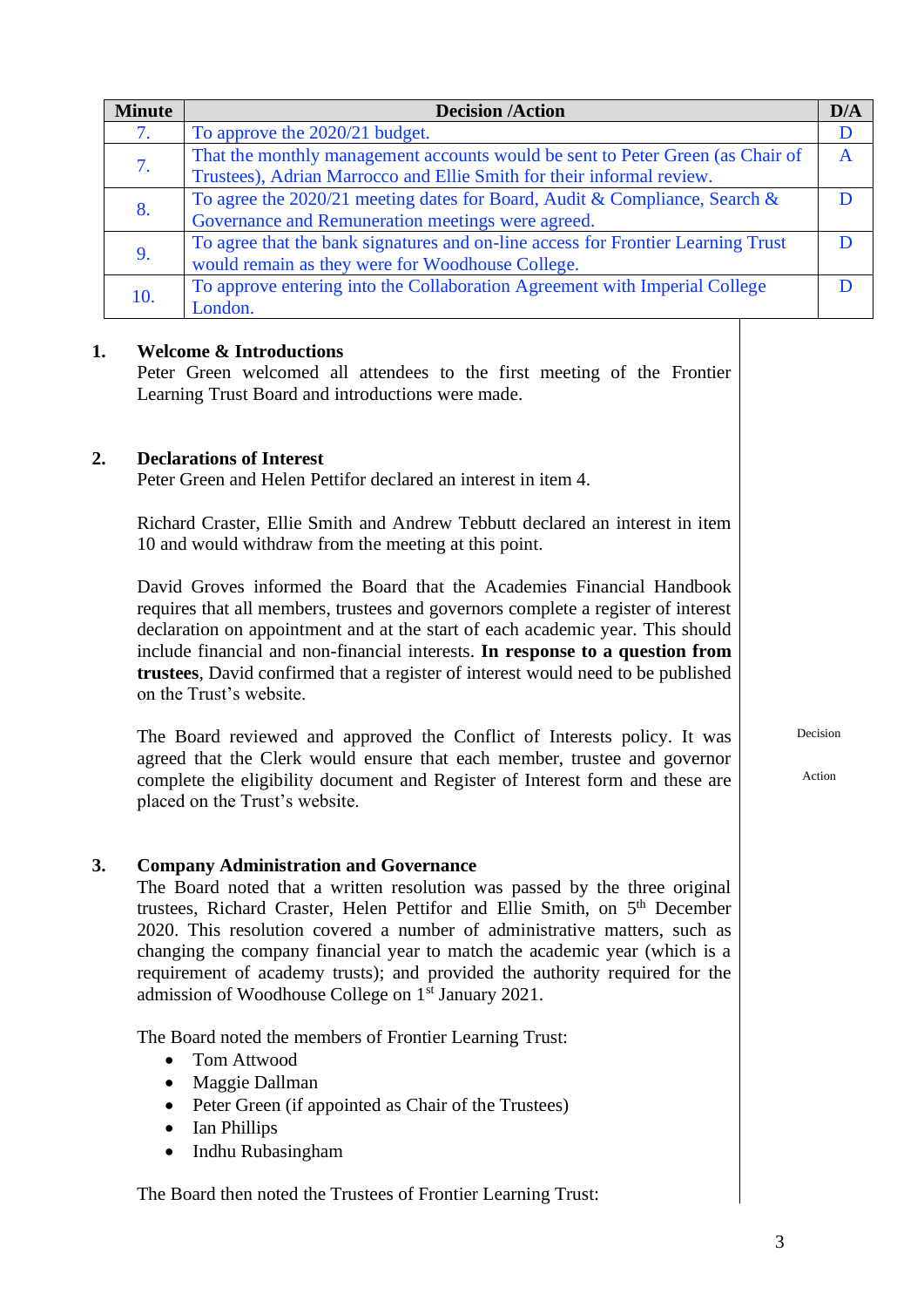| Minute | Decision /Action | D/A |
| --- | --- | --- |
| 7. | To approve the 2020/21 budget. | D |
| 7. | That the monthly management accounts would be sent to Peter Green (as Chair of Trustees), Adrian Marrocco and Ellie Smith for their informal review. | A |
| 8. | To agree the 2020/21 meeting dates for Board, Audit & Compliance, Search & Governance and Remuneration meetings were agreed. | D |
| 9. | To agree that the bank signatures and on-line access for Frontier Learning Trust would remain as they were for Woodhouse College. | D |
| 10. | To approve entering into the Collaboration Agreement with Imperial College London. | D |

**1. Welcome & Introductions**

Peter Green welcomed all attendees to the first meeting of the Frontier Learning Trust Board and introductions were made.

**2. Declarations of Interest**

Peter Green and Helen Pettifor declared an interest in item 4.

Richard Craster, Ellie Smith and Andrew Tebbutt declared an interest in item 10 and would withdraw from the meeting at this point.

David Groves informed the Board that the Academies Financial Handbook requires that all members, trustees and governors complete a register of interest declaration on appointment and at the start of each academic year. This should include financial and non-financial interests. **In response to a question from trustees**, David confirmed that a register of interest would need to be published on the Trust's website.

The Board reviewed and approved the Conflict of Interests policy. It was agreed that the Clerk would ensure that each member, trustee and governor complete the eligibility document and Register of Interest form and these are placed on the Trust's website.

Decision

Action

**3. Company Administration and Governance**

The Board noted that a written resolution was passed by the three original trustees, Richard Craster, Helen Pettifor and Ellie Smith, on 5th December 2020. This resolution covered a number of administrative matters, such as changing the company financial year to match the academic year (which is a requirement of academy trusts); and provided the authority required for the admission of Woodhouse College on 1st January 2021.

The Board noted the members of Frontier Learning Trust:

- Tom Attwood
- Maggie Dallman
- Peter Green (if appointed as Chair of the Trustees)
- Ian Phillips
- Indhu Rubasingham

The Board then noted the Trustees of Frontier Learning Trust: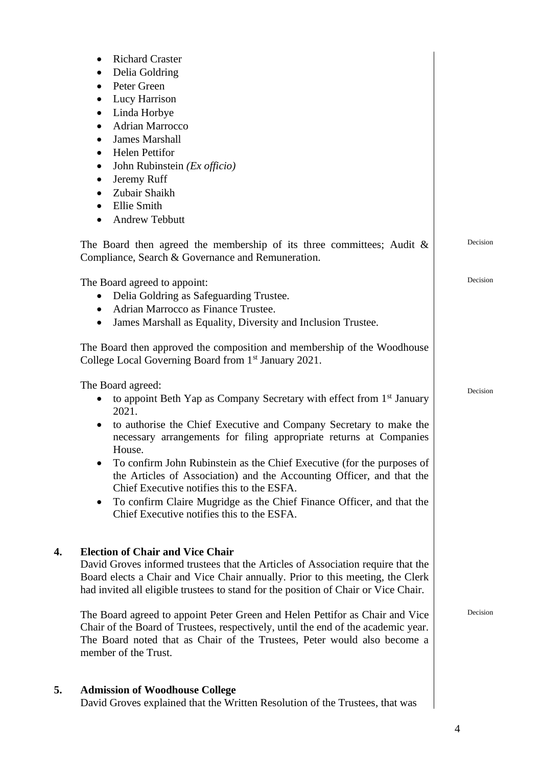- Richard Craster
- Delia Goldring
- Peter Green
- Lucy Harrison
- Linda Horbye
- Adrian Marrocco
- James Marshall
- Helen Pettifor
- John Rubinstein *(Ex officio)*
- Jeremy Ruff
- Zubair Shaikh
- Ellie Smith
- Andrew Tebbutt

The Board then agreed the membership of its three committees; Audit & Compliance, Search & Governance and Remuneration. — Decision

The Board agreed to appoint: — Decision

- Delia Goldring as Safeguarding Trustee.
- Adrian Marrocco as Finance Trustee.
- James Marshall as Equality, Diversity and Inclusion Trustee.

The Board then approved the composition and membership of the Woodhouse College Local Governing Board from 1st January 2021.

The Board agreed: — Decision

- to appoint Beth Yap as Company Secretary with effect from 1st January 2021.
- to authorise the Chief Executive and Company Secretary to make the necessary arrangements for filing appropriate returns at Companies House.
- To confirm John Rubinstein as the Chief Executive (for the purposes of the Articles of Association) and the Accounting Officer, and that the Chief Executive notifies this to the ESFA.
- To confirm Claire Mugridge as the Chief Finance Officer, and that the Chief Executive notifies this to the ESFA.

**4. Election of Chair and Vice Chair**

David Groves informed trustees that the Articles of Association require that the Board elects a Chair and Vice Chair annually. Prior to this meeting, the Clerk had invited all eligible trustees to stand for the position of Chair or Vice Chair.

The Board agreed to appoint Peter Green and Helen Pettifor as Chair and Vice Chair of the Board of Trustees, respectively, until the end of the academic year. The Board noted that as Chair of the Trustees, Peter would also become a member of the Trust. — Decision

**5. Admission of Woodhouse College**

David Groves explained that the Written Resolution of the Trustees, that was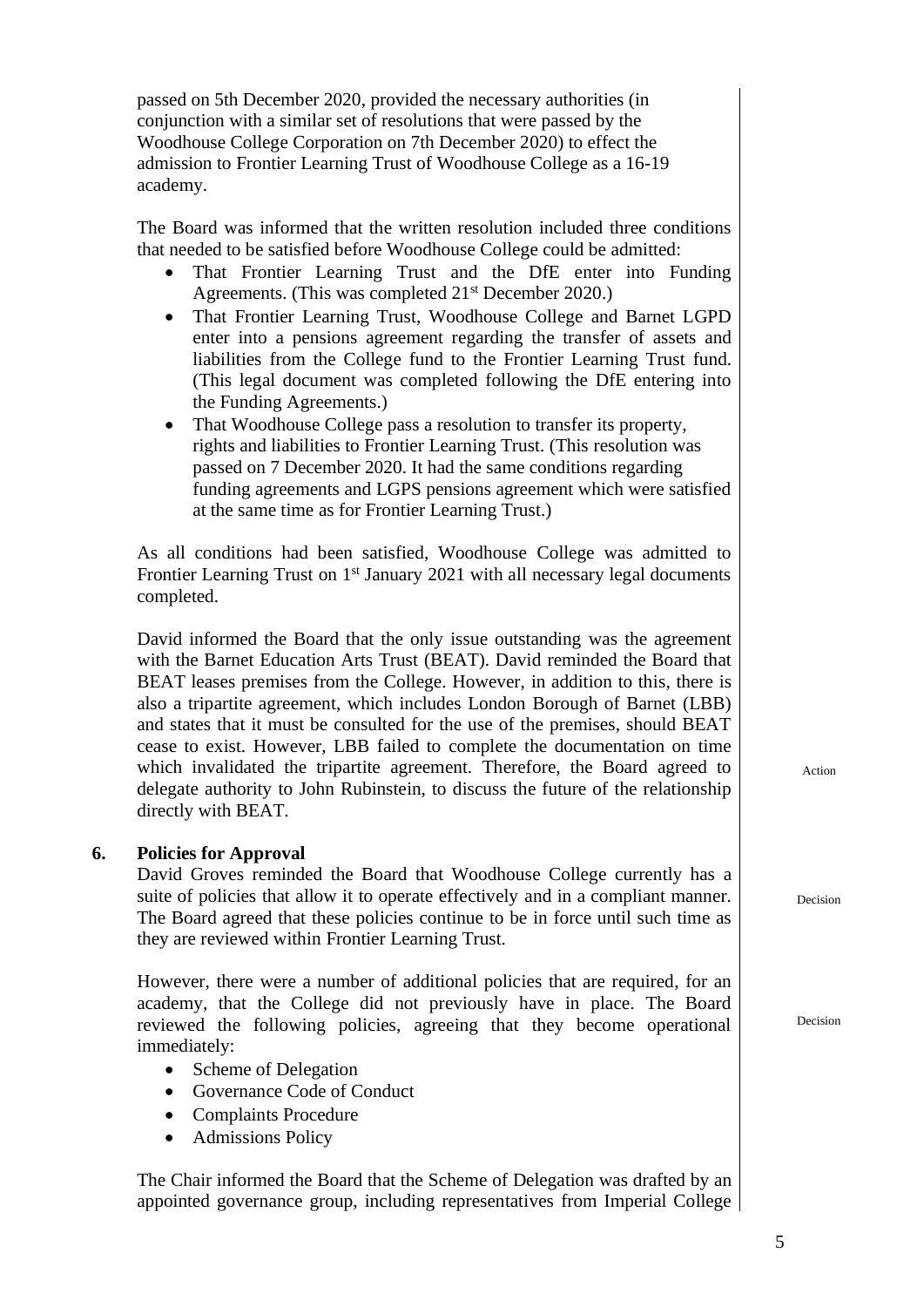passed on 5th December 2020, provided the necessary authorities (in conjunction with a similar set of resolutions that were passed by the Woodhouse College Corporation on 7th December 2020) to effect the admission to Frontier Learning Trust of Woodhouse College as a 16-19 academy.

The Board was informed that the written resolution included three conditions that needed to be satisfied before Woodhouse College could be admitted:

- That Frontier Learning Trust and the DfE enter into Funding Agreements. (This was completed 21st December 2020.)
- That Frontier Learning Trust, Woodhouse College and Barnet LGPD enter into a pensions agreement regarding the transfer of assets and liabilities from the College fund to the Frontier Learning Trust fund. (This legal document was completed following the DfE entering into the Funding Agreements.)
- That Woodhouse College pass a resolution to transfer its property, rights and liabilities to Frontier Learning Trust. (This resolution was passed on 7 December 2020. It had the same conditions regarding funding agreements and LGPS pensions agreement which were satisfied at the same time as for Frontier Learning Trust.)

As all conditions had been satisfied, Woodhouse College was admitted to Frontier Learning Trust on 1st January 2021 with all necessary legal documents completed.

David informed the Board that the only issue outstanding was the agreement with the Barnet Education Arts Trust (BEAT). David reminded the Board that BEAT leases premises from the College. However, in addition to this, there is also a tripartite agreement, which includes London Borough of Barnet (LBB) and states that it must be consulted for the use of the premises, should BEAT cease to exist. However, LBB failed to complete the documentation on time which invalidated the tripartite agreement. Therefore, the Board agreed to delegate authority to John Rubinstein, to discuss the future of the relationship directly with BEAT. *Action*

**6. Policies for Approval**

David Groves reminded the Board that Woodhouse College currently has a suite of policies that allow it to operate effectively and in a compliant manner. The Board agreed that these policies continue to be in force until such time as they are reviewed within Frontier Learning Trust. *Decision*

However, there were a number of additional policies that are required, for an academy, that the College did not previously have in place. The Board reviewed the following policies, agreeing that they become operational immediately: *Decision*

- Scheme of Delegation
- Governance Code of Conduct
- Complaints Procedure
- Admissions Policy

The Chair informed the Board that the Scheme of Delegation was drafted by an appointed governance group, including representatives from Imperial College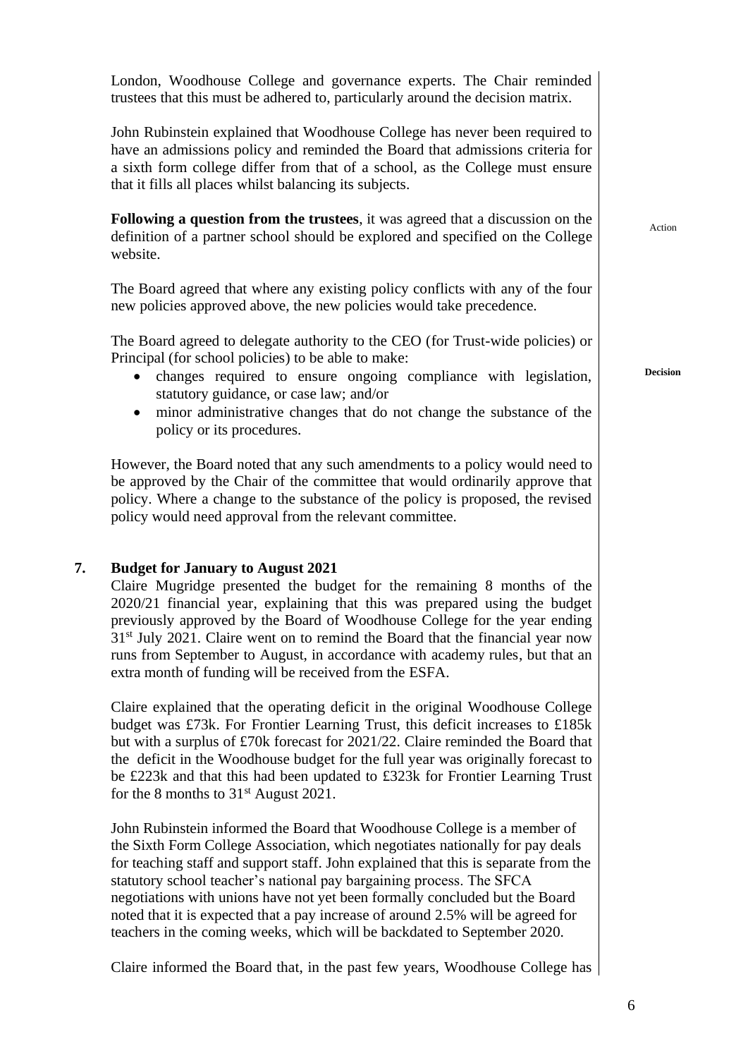London, Woodhouse College and governance experts. The Chair reminded trustees that this must be adhered to, particularly around the decision matrix.

John Rubinstein explained that Woodhouse College has never been required to have an admissions policy and reminded the Board that admissions criteria for a sixth form college differ from that of a school, as the College must ensure that it fills all places whilst balancing its subjects.

**Following a question from the trustees**, it was agreed that a discussion on the definition of a partner school should be explored and specified on the College website. Action

The Board agreed that where any existing policy conflicts with any of the four new policies approved above, the new policies would take precedence.

The Board agreed to delegate authority to the CEO (for Trust-wide policies) or Principal (for school policies) to be able to make: **Decision**

- changes required to ensure ongoing compliance with legislation, statutory guidance, or case law; and/or
- minor administrative changes that do not change the substance of the policy or its procedures.

However, the Board noted that any such amendments to a policy would need to be approved by the Chair of the committee that would ordinarily approve that policy. Where a change to the substance of the policy is proposed, the revised policy would need approval from the relevant committee.

## 7. Budget for January to August 2021

Claire Mugridge presented the budget for the remaining 8 months of the 2020/21 financial year, explaining that this was prepared using the budget previously approved by the Board of Woodhouse College for the year ending 31st July 2021. Claire went on to remind the Board that the financial year now runs from September to August, in accordance with academy rules, but that an extra month of funding will be received from the ESFA.

Claire explained that the operating deficit in the original Woodhouse College budget was £73k. For Frontier Learning Trust, this deficit increases to £185k but with a surplus of £70k forecast for 2021/22. Claire reminded the Board that the deficit in the Woodhouse budget for the full year was originally forecast to be £223k and that this had been updated to £323k for Frontier Learning Trust for the 8 months to 31st August 2021.

John Rubinstein informed the Board that Woodhouse College is a member of the Sixth Form College Association, which negotiates nationally for pay deals for teaching staff and support staff. John explained that this is separate from the statutory school teacher's national pay bargaining process. The SFCA negotiations with unions have not yet been formally concluded but the Board noted that it is expected that a pay increase of around 2.5% will be agreed for teachers in the coming weeks, which will be backdated to September 2020.

Claire informed the Board that, in the past few years, Woodhouse College has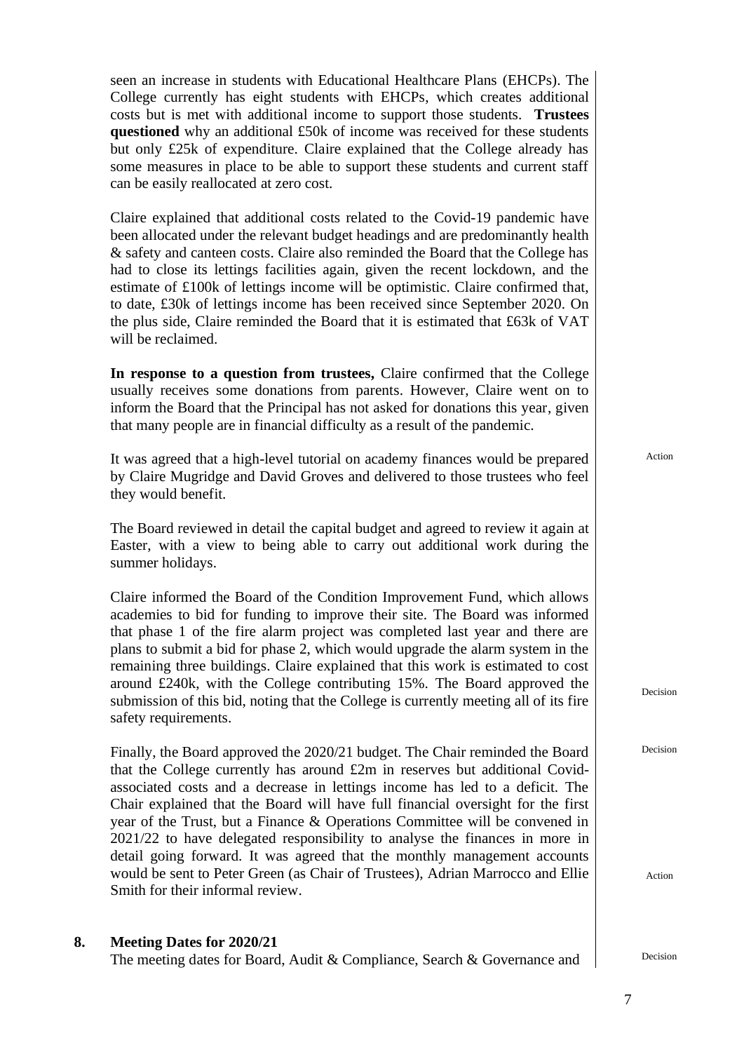seen an increase in students with Educational Healthcare Plans (EHCPs). The College currently has eight students with EHCPs, which creates additional costs but is met with additional income to support those students. **Trustees questioned** why an additional £50k of income was received for these students but only £25k of expenditure. Claire explained that the College already has some measures in place to be able to support these students and current staff can be easily reallocated at zero cost.

Claire explained that additional costs related to the Covid-19 pandemic have been allocated under the relevant budget headings and are predominantly health & safety and canteen costs. Claire also reminded the Board that the College has had to close its lettings facilities again, given the recent lockdown, and the estimate of £100k of lettings income will be optimistic. Claire confirmed that, to date, £30k of lettings income has been received since September 2020. On the plus side, Claire reminded the Board that it is estimated that £63k of VAT will be reclaimed.

**In response to a question from trustees,** Claire confirmed that the College usually receives some donations from parents. However, Claire went on to inform the Board that the Principal has not asked for donations this year, given that many people are in financial difficulty as a result of the pandemic.

It was agreed that a high-level tutorial on academy finances would be prepared by Claire Mugridge and David Groves and delivered to those trustees who feel they would benefit. — Action

The Board reviewed in detail the capital budget and agreed to review it again at Easter, with a view to being able to carry out additional work during the summer holidays.

Claire informed the Board of the Condition Improvement Fund, which allows academies to bid for funding to improve their site. The Board was informed that phase 1 of the fire alarm project was completed last year and there are plans to submit a bid for phase 2, which would upgrade the alarm system in the remaining three buildings. Claire explained that this work is estimated to cost around £240k, with the College contributing 15%. The Board approved the submission of this bid, noting that the College is currently meeting all of its fire safety requirements. — Decision

Finally, the Board approved the 2020/21 budget. The Chair reminded the Board that the College currently has around £2m in reserves but additional Covid-associated costs and a decrease in lettings income has led to a deficit. The Chair explained that the Board will have full financial oversight for the first year of the Trust, but a Finance & Operations Committee will be convened in 2021/22 to have delegated responsibility to analyse the finances in more in detail going forward. It was agreed that the monthly management accounts would be sent to Peter Green (as Chair of Trustees), Adrian Marrocco and Ellie Smith for their informal review. — Decision; Action

## 8. Meeting Dates for 2020/21

The meeting dates for Board, Audit & Compliance, Search & Governance and — Decision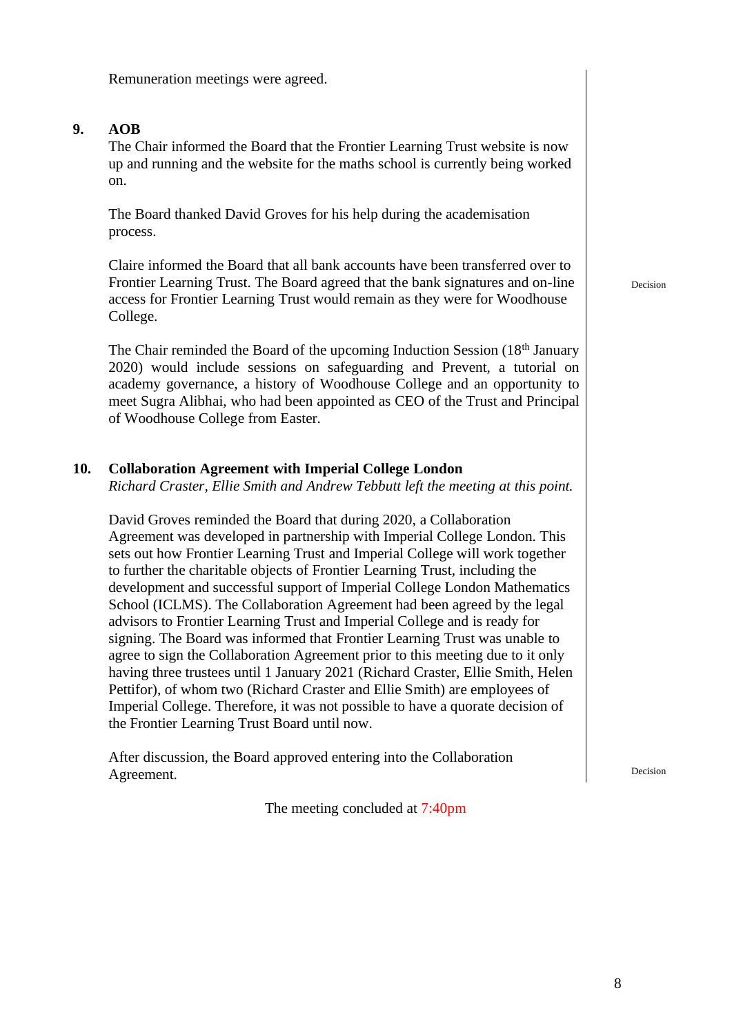Remuneration meetings were agreed.

**9. AOB**

The Chair informed the Board that the Frontier Learning Trust website is now up and running and the website for the maths school is currently being worked on.

The Board thanked David Groves for his help during the academisation process.

Claire informed the Board that all bank accounts have been transferred over to Frontier Learning Trust. The Board agreed that the bank signatures and on-line access for Frontier Learning Trust would remain as they were for Woodhouse College. Decision

The Chair reminded the Board of the upcoming Induction Session (18th January 2020) would include sessions on safeguarding and Prevent, a tutorial on academy governance, a history of Woodhouse College and an opportunity to meet Sugra Alibhai, who had been appointed as CEO of the Trust and Principal of Woodhouse College from Easter.

**10. Collaboration Agreement with Imperial College London**

*Richard Craster, Ellie Smith and Andrew Tebbutt left the meeting at this point.*

David Groves reminded the Board that during 2020, a Collaboration Agreement was developed in partnership with Imperial College London. This sets out how Frontier Learning Trust and Imperial College will work together to further the charitable objects of Frontier Learning Trust, including the development and successful support of Imperial College London Mathematics School (ICLMS). The Collaboration Agreement had been agreed by the legal advisors to Frontier Learning Trust and Imperial College and is ready for signing. The Board was informed that Frontier Learning Trust was unable to agree to sign the Collaboration Agreement prior to this meeting due to it only having three trustees until 1 January 2021 (Richard Craster, Ellie Smith, Helen Pettifor), of whom two (Richard Craster and Ellie Smith) are employees of Imperial College. Therefore, it was not possible to have a quorate decision of the Frontier Learning Trust Board until now.

After discussion, the Board approved entering into the Collaboration Agreement. Decision

The meeting concluded at 7:40pm